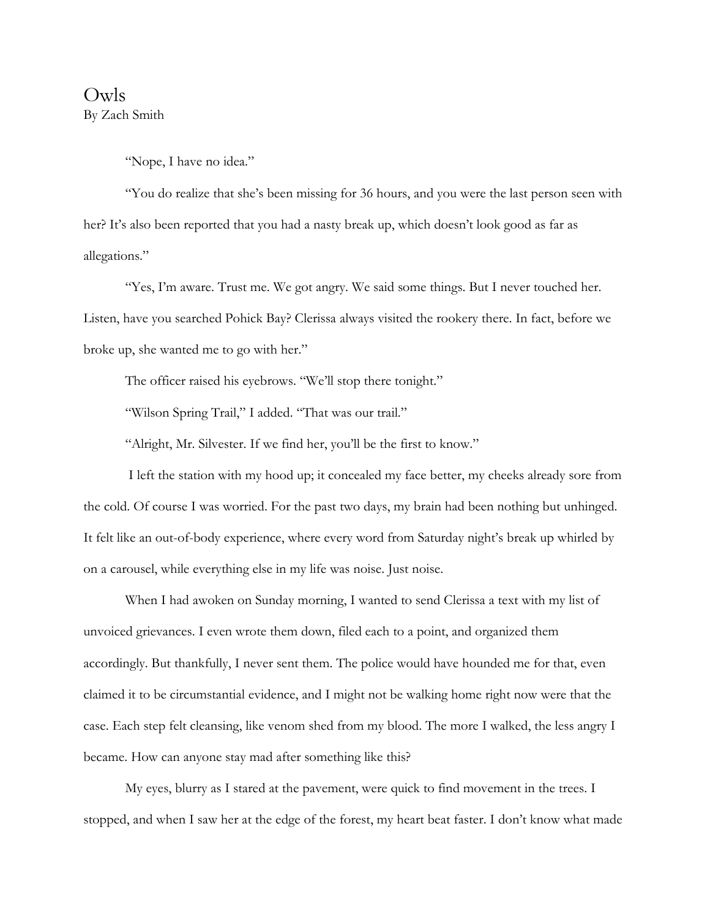# Owls

By Zach Smith

"Nope, I have no idea."

"You do realize that she's been missing for 36 hours, and you were the last person seen with her? It's also been reported that you had a nasty break up, which doesn't look good as far as allegations."

"Yes, I'm aware. Trust me. We got angry. We said some things. But I never touched her. Listen, have you searched Pohick Bay? Clerissa always visited the rookery there. In fact, before we broke up, she wanted me to go with her."

The officer raised his eyebrows. "We'll stop there tonight."

"Wilson Spring Trail," I added. "That was our trail."

"Alright, Mr. Silvester. If we find her, you'll be the first to know."

I left the station with my hood up; it concealed my face better, my cheeks already sore from the cold. Of course I was worried. For the past two days, my brain had been nothing but unhinged. It felt like an out-of-body experience, where every word from Saturday night's break up whirled by on a carousel, while everything else in my life was noise. Just noise.

When I had awoken on Sunday morning, I wanted to send Clerissa a text with my list of unvoiced grievances. I even wrote them down, filed each to a point, and organized them accordingly. But thankfully, I never sent them. The police would have hounded me for that, even claimed it to be circumstantial evidence, and I might not be walking home right now were that the case. Each step felt cleansing, like venom shed from my blood. The more I walked, the less angry I became. How can anyone stay mad after something like this?

My eyes, blurry as I stared at the pavement, were quick to find movement in the trees. I stopped, and when I saw her at the edge of the forest, my heart beat faster. I don't know what made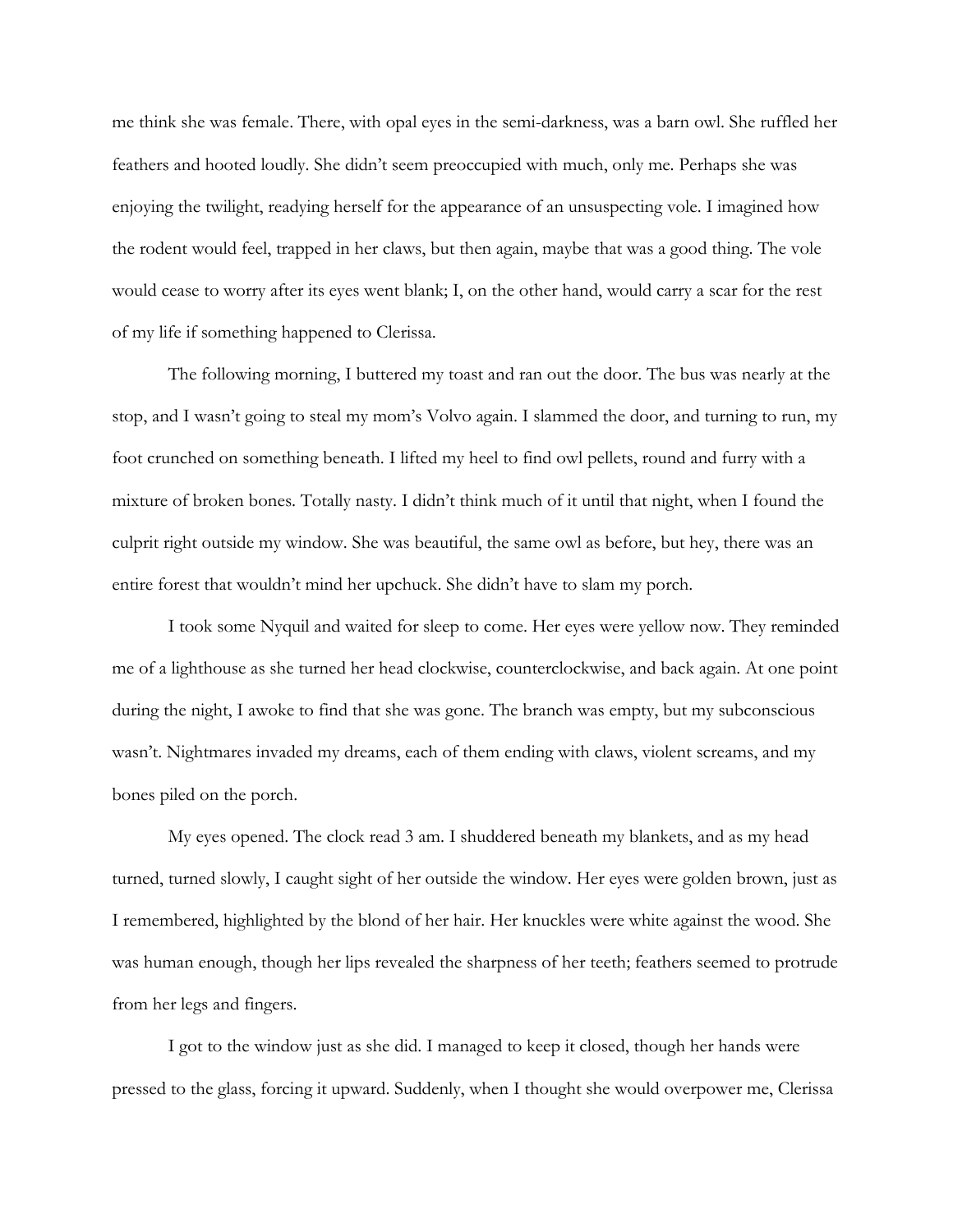me think she was female. There, with opal eyes in the semi-darkness, was a barn owl. She ruffled her feathers and hooted loudly. She didn't seem preoccupied with much, only me. Perhaps she was enjoying the twilight, readying herself for the appearance of an unsuspecting vole. I imagined how the rodent would feel, trapped in her claws, but then again, maybe that was a good thing. The vole would cease to worry after its eyes went blank; I, on the other hand, would carry a scar for the rest of my life if something happened to Clerissa.

The following morning, I buttered my toast and ran out the door. The bus was nearly at the stop, and I wasn't going to steal my mom's Volvo again. I slammed the door, and turning to run, my foot crunched on something beneath. I lifted my heel to find owl pellets, round and furry with a mixture of broken bones. Totally nasty. I didn't think much of it until that night, when I found the culprit right outside my window. She was beautiful, the same owl as before, but hey, there was an entire forest that wouldn't mind her upchuck. She didn't have to slam my porch.

I took some Nyquil and waited for sleep to come. Her eyes were yellow now. They reminded me of a lighthouse as she turned her head clockwise, counterclockwise, and back again. At one point during the night, I awoke to find that she was gone. The branch was empty, but my subconscious wasn't. Nightmares invaded my dreams, each of them ending with claws, violent screams, and my bones piled on the porch.

My eyes opened. The clock read 3 am. I shuddered beneath my blankets, and as my head turned, turned slowly, I caught sight of her outside the window. Her eyes were golden brown, just as I remembered, highlighted by the blond of her hair. Her knuckles were white against the wood. She was human enough, though her lips revealed the sharpness of her teeth; feathers seemed to protrude from her legs and fingers.

I got to the window just as she did. I managed to keep it closed, though her hands were pressed to the glass, forcing it upward. Suddenly, when I thought she would overpower me, Clerissa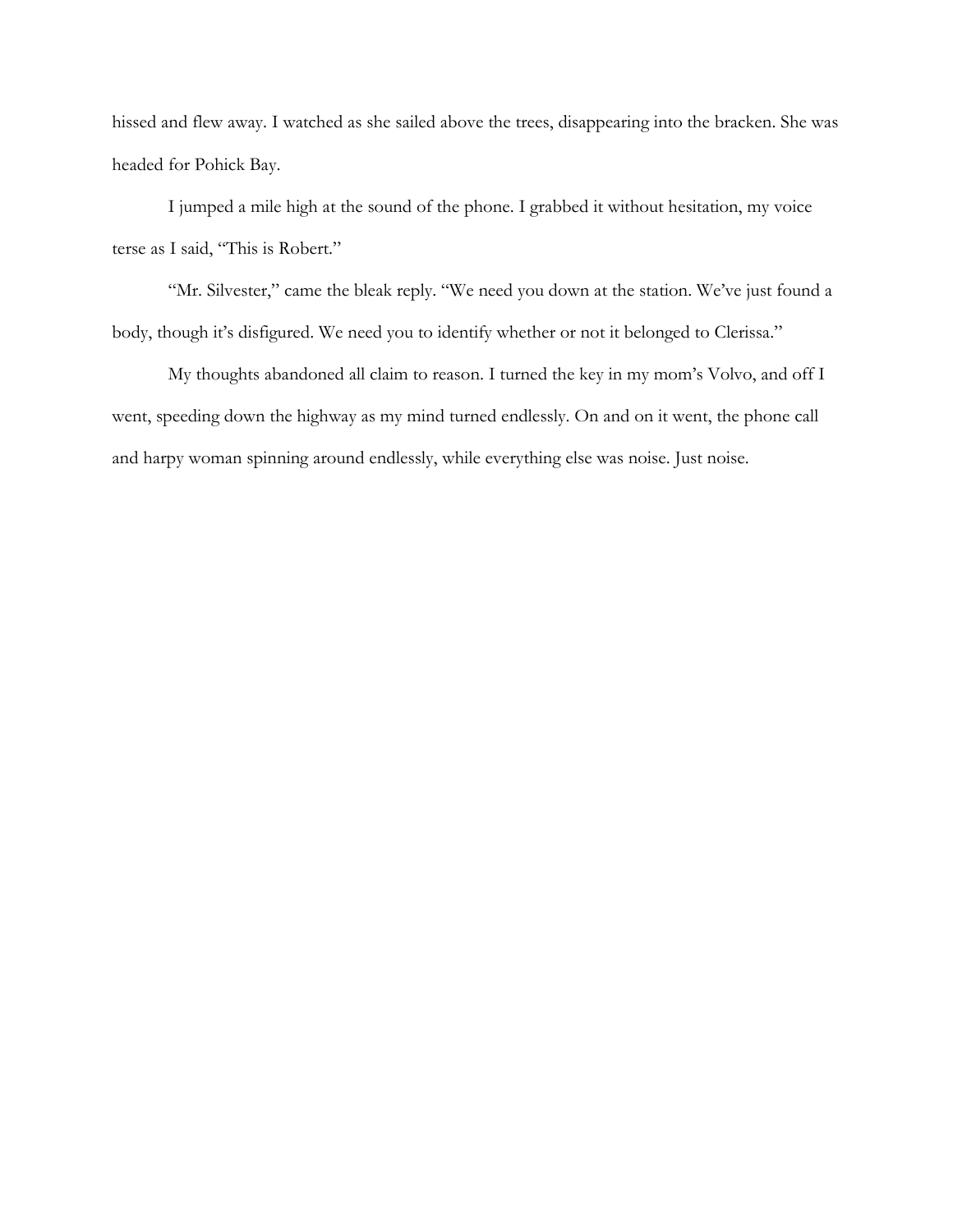hissed and flew away. I watched as she sailed above the trees, disappearing into the bracken. She was headed for Pohick Bay.

I jumped a mile high at the sound of the phone. I grabbed it without hesitation, my voice terse as I said, "This is Robert."

"Mr. Silvester," came the bleak reply. "We need you down at the station. We've just found a body, though it's disfigured. We need you to identify whether or not it belonged to Clerissa."

My thoughts abandoned all claim to reason. I turned the key in my mom's Volvo, and off I went, speeding down the highway as my mind turned endlessly. On and on it went, the phone call and harpy woman spinning around endlessly, while everything else was noise. Just noise.